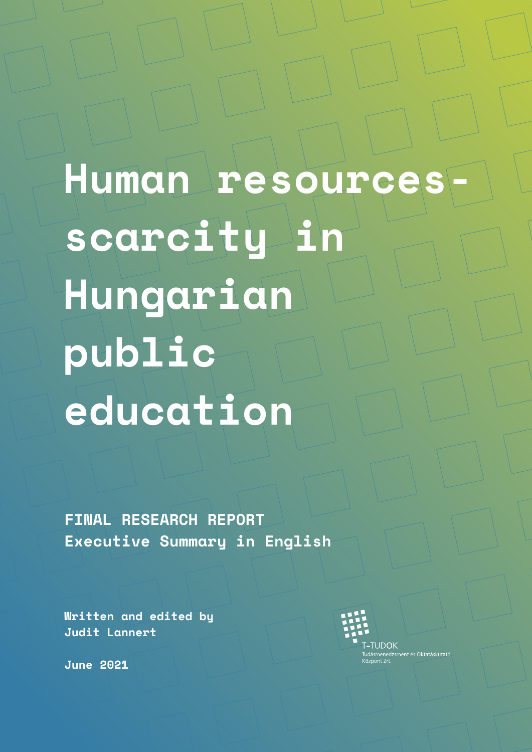# Human resources-scarcity in Hungarian public education

**FINAL RESEARCH REPORT**
**Executive Summary in English**

**Written and edited by**
**Judit Lannert**

**June 2021**

T-TUDOK
Tudásmenedzsment és Oktatáskutató Központ Zrt.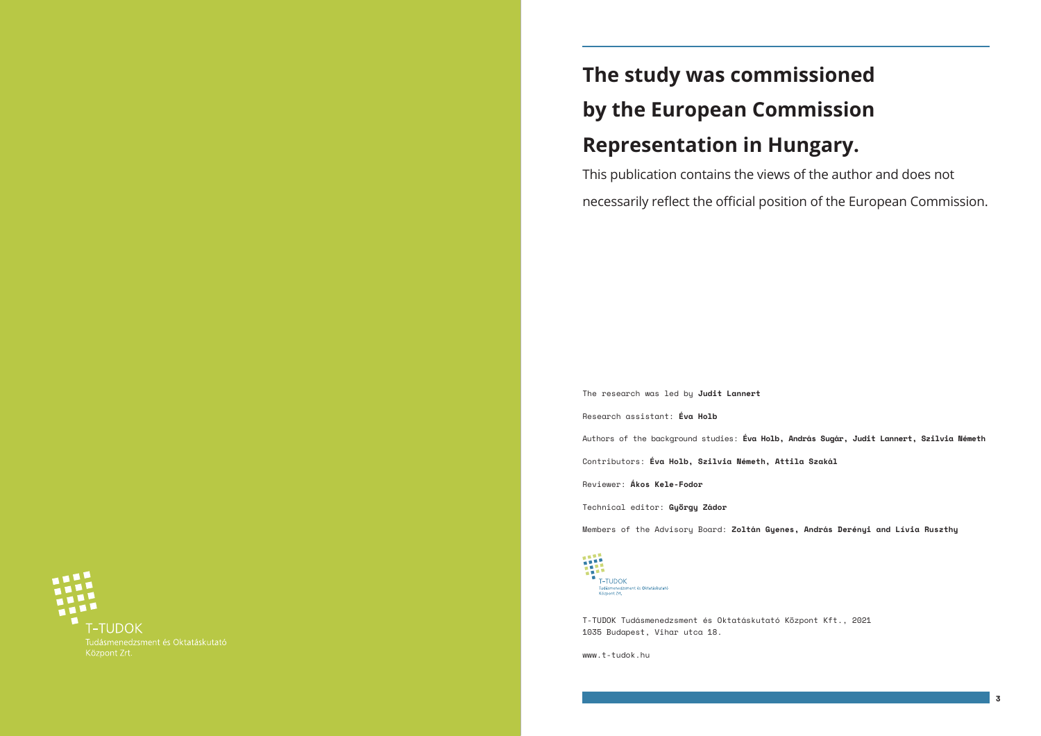T-TUDOK
Tudásmenedzsment és Oktatáskutató
Központ Zrt.

# The study was commissioned by the European Commission Representation in Hungary.

This publication contains the views of the author and does not necessarily reflect the official position of the European Commission.

The research was led by **Judit Lannert**

Research assistant: **Éva Holb**

Authors of the background studies: **Éva Holb, András Sugár, Judit Lannert, Szilvia Németh**

Contributors: **Éva Holb, Szilvia Németh, Attila Szakál**

Reviewer: **Ákos Kele-Fodor**

Technical editor: **György Zádor**

Members of the Advisory Board: **Zoltán Gyenes, András Derényi and Lívia Ruszthy**

T-TUDOK
Tudásmenedzsment és Oktatáskutató
Központ Zrt.

T-TUDOK Tudásmenedzsment és Oktatáskutató Központ Kft., 2021
1035 Budapest, Vihar utca 18.

www.t-tudok.hu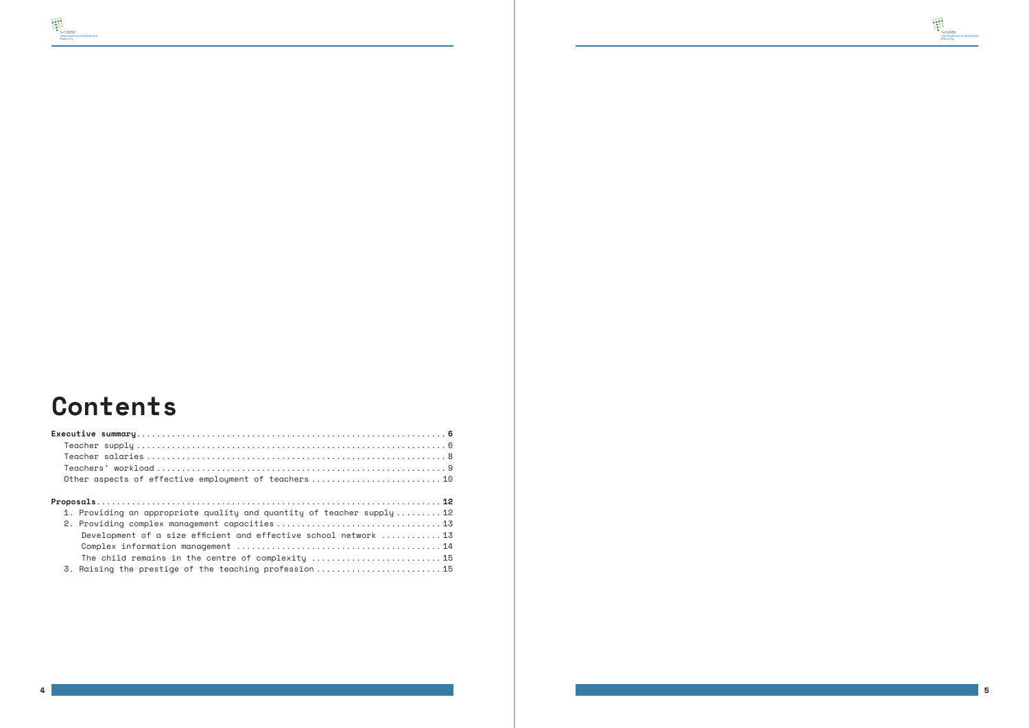# Contents

**Executive summary** .......... **6**
- Teacher supply .......... 6
- Teacher salaries .......... 8
- Teachers' workload .......... 9
- Other aspects of effective employment of teachers .......... 10

**Proposals** .......... **12**
1. Providing an appropriate quality and quantity of teacher supply .......... 12
2. Providing complex management capacities .......... 13
    - Development of a size efficient and effective school network .......... 13
    - Complex information management .......... 14
    - The child remains in the centre of complexity .......... 15
3. Raising the prestige of the teaching profession .......... 15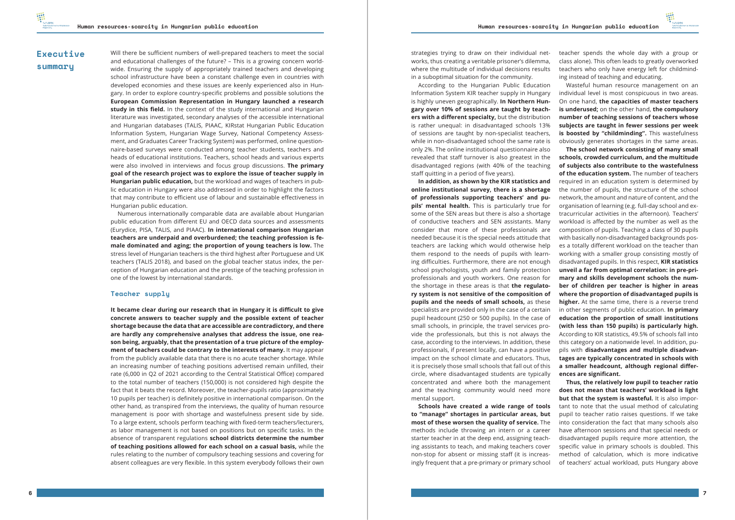# Executive summary

Will there be sufficient numbers of well-prepared teachers to meet the social and educational challenges of the future? – This is a growing concern worldwide. Ensuring the supply of appropriately trained teachers and developing school infrastructure have been a constant challenge even in countries with developed economies and these issues are keenly experienced also in Hungary. In order to explore country-specific problems and possible solutions the **European Commission Representation in Hungary launched a research study in this field.** In the context of the study international and Hungarian literature was investigated, secondary analyses of the accessible international and Hungarian databases (TALIS, PIAAC, KIRstat Hungarian Public Education Information System, Hungarian Wage Survey, National Competency Assessment, and Graduates Career Tracking System) was performed, online questionnaire-based surveys were conducted among teacher students, teachers and heads of educational institutions. Teachers, school heads and various experts were also involved in interviews and focus group discussions. **The primary goal of the research project was to explore the issue of teacher supply in Hungarian public education,** but the workload and wages of teachers in public education in Hungary were also addressed in order to highlight the factors that may contribute to efficient use of labour and sustainable effectiveness in Hungarian public education.

Numerous internationally comparable data are available about Hungarian public education from different EU and OECD data sources and assessments (Eurydice, PISA, TALIS, and PIAAC). **In international comparison Hungarian teachers are underpaid and overburdened; the teaching profession is female dominated and aging; the proportion of young teachers is low.** The stress level of Hungarian teachers is the third highest after Portuguese and UK teachers (TALIS 2018), and based on the global teacher status index, the perception of Hungarian education and the prestige of the teaching profession in one of the lowest by international standards.

## Teacher supply

**It became clear during our research that in Hungary it is difficult to give concrete answers to teacher supply and the possible extent of teacher shortage because the data that are accessible are contradictory, and there are hardly any comprehensive analyses that address the issue, one reason being, arguably, that the presentation of a true picture of the employment of teachers could be contrary to the interests of many.** It may appear from the publicly available data that there is no acute teacher shortage. While an increasing number of teaching positions advertised remain unfilled, their rate (6,000 in Q2 of 2021 according to the Central Statistical Office) compared to the total number of teachers (150,000) is not considered high despite the fact that it beats the record. Moreover, the teacher-pupils ratio (approximately 10 pupils per teacher) is definitely positive in international comparison. On the other hand, as transpired from the interviews, the quality of human resource management is poor with shortage and wastefulness present side by side. To a large extent, schools perform teaching with fixed-term teachers/lecturers, as labor management is not based on positions but on specific tasks. In the absence of transparent regulations **school districts determine the number of teaching positions allowed for each school on a casual basis,** while the rules relating to the number of compulsory teaching sessions and covering for absent colleagues are very flexible. In this system everybody follows their own strategies trying to draw on their individual networks, thus creating a veritable prisoner's dilemma, where the multitude of individual decisions results in a suboptimal situation for the community.

According to the Hungarian Public Education Information System KIR teacher supply in Hungary is highly uneven geographically. **In Northern Hungary over 10% of sessions are taught by teachers with a different specialty,** but the distribution is rather unequal: in disadvantaged schools 13% of sessions are taught by non-specialist teachers, while in non-disadvantaged school the same rate is only 2%. The online institutional questionnaire also revealed that staff turnover is also greatest in the disadvantaged regions (with 40% of the teaching staff quitting in a period of five years).

**In addition, as shown by the KIR statistics and online institutional survey, there is a shortage of professionals supporting teachers' and pupils' mental health.** This is particularly true for some of the SEN areas but there is also a shortage of conductive teachers and SEN assistants. Many consider that more of these professionals are needed because it is the special needs attitude that teachers are lacking which would otherwise help them respond to the needs of pupils with learning difficulties. Furthermore, there are not enough school psychologists, youth and family protection professionals and youth workers. One reason for the shortage in these areas is that **the regulatory system is not sensitive of the composition of pupils and the needs of small schools,** as these specialists are provided only in the case of a certain pupil headcount (250 or 500 pupils). In the case of small schools, in principle, the travel services provide the professionals, but this is not always the case, according to the interviews. In addition, these professionals, if present locally, can have a positive impact on the school climate and educators. Thus, it is precisely those small schools that fall out of this circle, where disadvantaged students are typically concentrated and where both the management and the teaching community would need more mental support.

**Schools have created a wide range of tools to "manage" shortages in particular areas, but most of these worsen the quality of service.** The methods include throwing an intern or a career starter teacher in at the deep end, assigning teaching assistants to teach, and making teachers cover non-stop for absent or missing staff (it is increasingly frequent that a pre-primary or primary school teacher spends the whole day with a group or class alone). This often leads to greatly overworked teachers who only have energy left for childminding instead of teaching and educating.

Wasteful human resource management on an individual level is most conspicuous in two areas. On one hand, **the capacities of master teachers is underused;** on the other hand, **the compulsory number of teaching sessions of teachers whose subjects are taught in fewer sessions per week is boosted by "childminding".** This wastefulness obviously generates shortages in the same areas.

**The school network consisting of many small schools, crowded curriculum, and the multitude of subjects also contribute to the wastefulness of the education system.** The number of teachers required in an education system is determined by the number of pupils, the structure of the school network, the amount and nature of content, and the organisation of learning (e.g. full-day school and extracurricular activities in the afternoon). Teachers' workload is affected by the number as well as the composition of pupils. Teaching a class of 30 pupils with basically non-disadvantaged backgrounds poses a totally different workload on the teacher than working with a smaller group consisting mostly of disadvantaged pupils. In this respect, **KIR statistics unveil a far from optimal correlation: in pre-primary and skills development schools the number of children per teacher is higher in areas where the proportion of disadvantaged pupils is higher.** At the same time, there is a reverse trend in other segments of public education. **In primary education the proportion of small institutions (with less than 150 pupils) is particularly high.** According to KIR statistics, 49.5% of schools fall into this category on a nationwide level. In addition, pupils with **disadvantages and multiple disadvantages are typically concentrated in schools with a smaller headcount, although regional differences are significant.**

**Thus, the relatively low pupil to teacher ratio does not mean that teachers' workload is light but that the system is wasteful.** It is also important to note that the usual method of calculating pupil to teacher ratio raises questions. If we take into consideration the fact that many schools also have afternoon sessions and that special needs or disadvantaged pupils require more attention, the specific value in primary schools is doubled. This method of calculation, which is more indicative of teachers' actual workload, puts Hungary above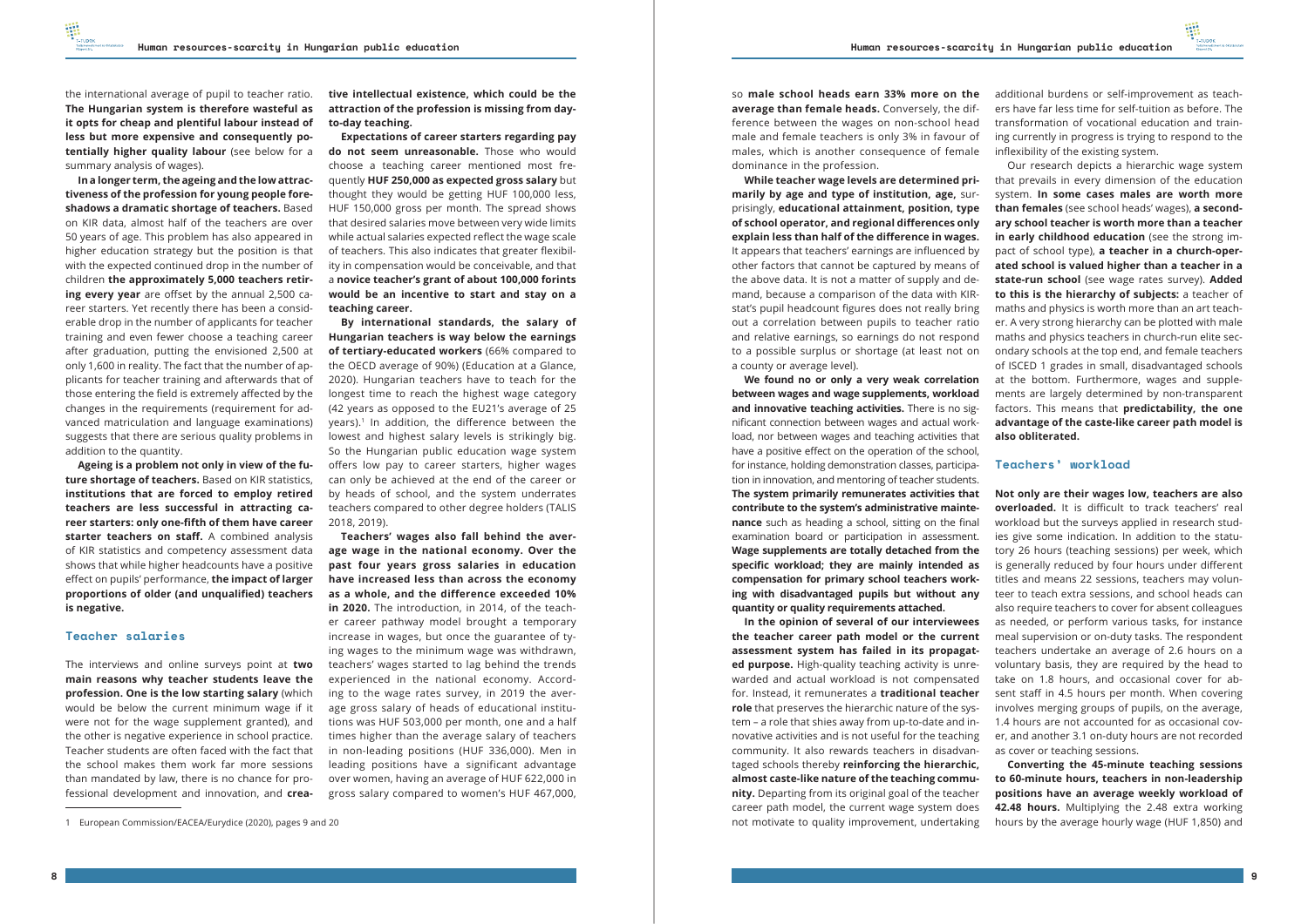the international average of pupil to teacher ratio. **The Hungarian system is therefore wasteful as it opts for cheap and plentiful labour instead of less but more expensive and consequently potentially higher quality labour** (see below for a summary analysis of wages).

**In a longer term, the ageing and the low attractiveness of the profession for young people foreshadows a dramatic shortage of teachers.** Based on KIR data, almost half of the teachers are over 50 years of age. This problem has also appeared in higher education strategy but the position is that with the expected continued drop in the number of children **the approximately 5,000 teachers retiring every year** are offset by the annual 2,500 career starters. Yet recently there has been a considerable drop in the number of applicants for teacher training and even fewer choose a teaching career after graduation, putting the envisioned 2,500 at only 1,600 in reality. The fact that the number of applicants for teacher training and afterwards that of those entering the field is extremely affected by the changes in the requirements (requirement for advanced matriculation and language examinations) suggests that there are serious quality problems in addition to the quantity.

**Ageing is a problem not only in view of the future shortage of teachers.** Based on KIR statistics, **institutions that are forced to employ retired teachers are less successful in attracting career starters: only one-fifth of them have career starter teachers on staff.** A combined analysis of KIR statistics and competency assessment data shows that while higher headcounts have a positive effect on pupils' performance, **the impact of larger proportions of older (and unqualified) teachers is negative.**

## Teacher salaries

The interviews and online surveys point at **two main reasons why teacher students leave the profession. One is the low starting salary** (which would be below the current minimum wage if it were not for the wage supplement granted), and the other is negative experience in school practice. Teacher students are often faced with the fact that the school makes them work far more sessions than mandated by law, there is no chance for professional development and innovation, and **creative intellectual existence, which could be the attraction of the profession is missing from day-to-day teaching.**

**Expectations of career starters regarding pay do not seem unreasonable.** Those who would choose a teaching career mentioned most frequently **HUF 250,000 as expected gross salary** but thought they would be getting HUF 100,000 less, HUF 150,000 gross per month. The spread shows that desired salaries move between very wide limits while actual salaries expected reflect the wage scale of teachers. This also indicates that greater flexibility in compensation would be conceivable, and that a **novice teacher's grant of about 100,000 forints would be an incentive to start and stay on a teaching career.**

**By international standards, the salary of Hungarian teachers is way below the earnings of tertiary-educated workers** (66% compared to the OECD average of 90%) (Education at a Glance, 2020). Hungarian teachers have to teach for the longest time to reach the highest wage category (42 years as opposed to the EU21's average of 25 years).[1] In addition, the difference between the lowest and highest salary levels is strikingly big. So the Hungarian public education wage system offers low pay to career starters, higher wages can only be achieved at the end of the career or by heads of school, and the system underrates teachers compared to other degree holders (TALIS 2018, 2019).

**Teachers' wages also fall behind the average wage in the national economy. Over the past four years gross salaries in education have increased less than across the economy as a whole, and the difference exceeded 10% in 2020.** The introduction, in 2014, of the teacher career pathway model brought a temporary increase in wages, but once the guarantee of tying wages to the minimum wage was withdrawn, teachers' wages started to lag behind the trends experienced in the national economy. According to the wage rates survey, in 2019 the average gross salary of heads of educational institutions was HUF 503,000 per month, one and a half times higher than the average salary of teachers in non-leading positions (HUF 336,000). Men in leading positions have a significant advantage over women, having an average of HUF 622,000 in gross salary compared to women's HUF 467,000, so **male school heads earn 33% more on the average than female heads.** Conversely, the difference between the wages on non-school head male and female teachers is only 3% in favour of males, which is another consequence of female dominance in the profession.

**While teacher wage levels are determined primarily by age and type of institution, age,** surprisingly, **educational attainment, position, type of school operator, and regional differences only explain less than half of the difference in wages.** It appears that teachers' earnings are influenced by other factors that cannot be captured by means of the above data. It is not a matter of supply and demand, because a comparison of the data with KIR-stat's pupil headcount figures does not really bring out a correlation between pupils to teacher ratio and relative earnings, so earnings do not respond to a possible surplus or shortage (at least not on a county or average level).

**We found no or only a very weak correlation between wages and wage supplements, workload and innovative teaching activities.** There is no significant connection between wages and actual workload, nor between wages and teaching activities that have a positive effect on the operation of the school, for instance, holding demonstration classes, participation in innovation, and mentoring of teacher students. **The system primarily remunerates activities that contribute to the system's administrative maintenance** such as heading a school, sitting on the final examination board or participation in assessment. **Wage supplements are totally detached from the specific workload; they are mainly intended as compensation for primary school teachers working with disadvantaged pupils but without any quantity or quality requirements attached.**

**In the opinion of several of our interviewees the teacher career path model or the current assessment system has failed in its propagated purpose.** High-quality teaching activity is unrewarded and actual workload is not compensated for. Instead, it remunerates a **traditional teacher role** that preserves the hierarchic nature of the system – a role that shies away from up-to-date and innovative activities and is not useful for the teaching community. It also rewards teachers in disadvantaged schools thereby **reinforcing the hierarchic, almost caste-like nature of the teaching community.** Departing from its original goal of the teacher career path model, the current wage system does not motivate to quality improvement, undertaking additional burdens or self-improvement as teachers have far less time for self-tuition as before. The transformation of vocational education and training currently in progress is trying to respond to the inflexibility of the existing system.

Our research depicts a hierarchic wage system that prevails in every dimension of the education system. **In some cases males are worth more than females** (see school heads' wages), **a secondary school teacher is worth more than a teacher in early childhood education** (see the strong impact of school type), **a teacher in a church-operated school is valued higher than a teacher in a state-run school** (see wage rates survey). **Added to this is the hierarchy of subjects:** a teacher of maths and physics is worth more than an art teacher. A very strong hierarchy can be plotted with male maths and physics teachers in church-run elite secondary schools at the top end, and female teachers of ISCED 1 grades in small, disadvantaged schools at the bottom. Furthermore, wages and supplements are largely determined by non-transparent factors. This means that **predictability, the one advantage of the caste-like career path model is also obliterated.**

## Teachers' workload

**Not only are their wages low, teachers are also overloaded.** It is difficult to track teachers' real workload but the surveys applied in research studies give some indication. In addition to the statutory 26 hours (teaching sessions) per week, which is generally reduced by four hours under different titles and means 22 sessions, teachers may volunteer to teach extra sessions, and school heads can also require teachers to cover for absent colleagues as needed, or perform various tasks, for instance meal supervision or on-duty tasks. The respondent teachers undertake an average of 2.6 hours on a voluntary basis, they are required by the head to take on 1.8 hours, and occasional cover for absent staff in 4.5 hours per month. When covering involves merging groups of pupils, on the average, 1.4 hours are not accounted for as occasional cover, and another 3.1 on-duty hours are not recorded as cover or teaching sessions.

**Converting the 45-minute teaching sessions to 60-minute hours, teachers in non-leadership positions have an average weekly workload of 42.48 hours.** Multiplying the 2.48 extra working hours by the average hourly wage (HUF 1,850) and

---

1 European Commission/EACEA/Eurydice (2020), pages 9 and 20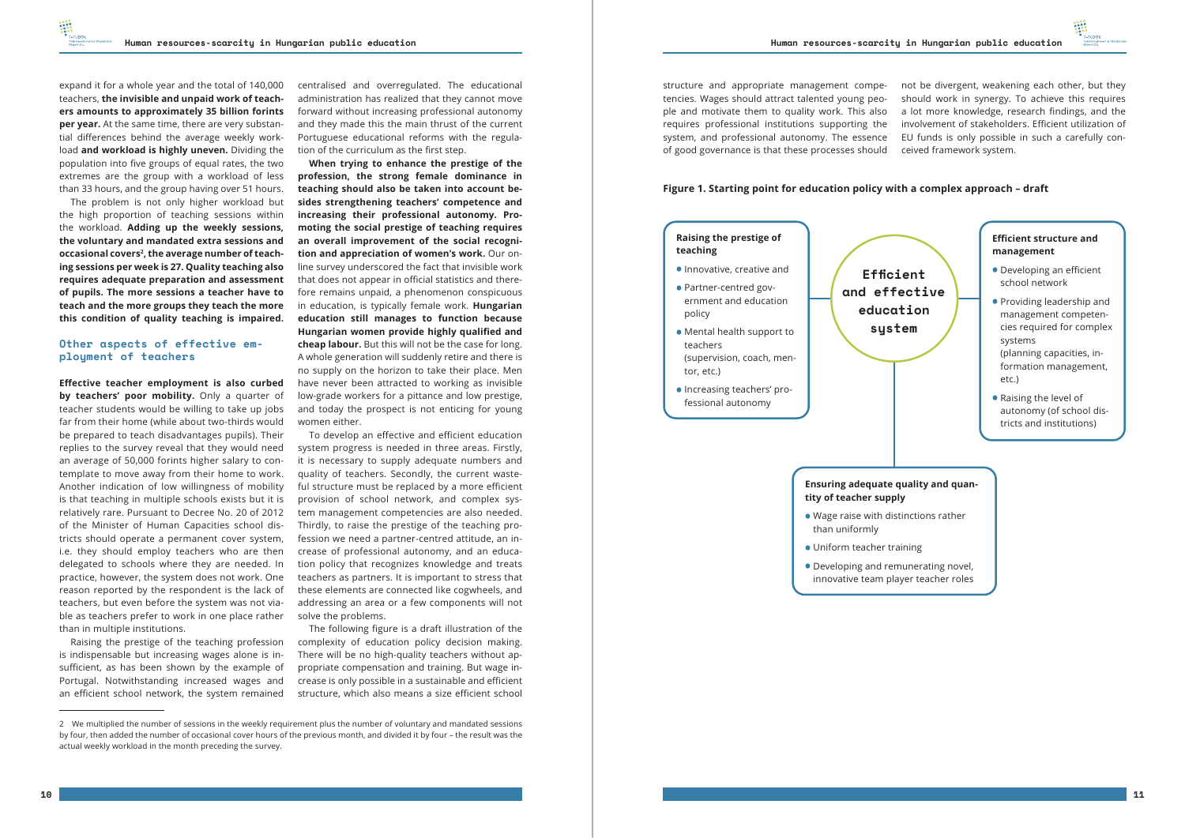expand it for a whole year and the total of 140,000 teachers, **the invisible and unpaid work of teachers amounts to approximately 35 billion forints per year.** At the same time, there are very substantial differences behind the average weekly workload **and workload is highly uneven.** Dividing the population into five groups of equal rates, the two extremes are the group with a workload of less than 33 hours, and the group having over 51 hours.

The problem is not only higher workload but the high proportion of teaching sessions within the workload. **Adding up the weekly sessions, the voluntary and mandated extra sessions and occasional covers[2], the average number of teaching sessions per week is 27. Quality teaching also requires adequate preparation and assessment of pupils. The more sessions a teacher have to teach and the more groups they teach the more this condition of quality teaching is impaired.**

## Other aspects of effective employment of teachers

**Effective teacher employment is also curbed by teachers' poor mobility.** Only a quarter of teacher students would be willing to take up jobs far from their home (while about two-thirds would be prepared to teach disadvantages pupils). Their replies to the survey reveal that they would need an average of 50,000 forints higher salary to contemplate to move away from their home to work. Another indication of low willingness of mobility is that teaching in multiple schools exists but it is relatively rare. Pursuant to Decree No. 20 of 2012 of the Minister of Human Capacities school districts should operate a permanent cover system, i.e. they should employ teachers who are then delegated to schools where they are needed. In practice, however, the system does not work. One reason reported by the respondent is the lack of teachers, but even before the system was not viable as teachers prefer to work in one place rather than in multiple institutions.

Raising the prestige of the teaching profession is indispensable but increasing wages alone is insufficient, as has been shown by the example of Portugal. Notwithstanding increased wages and an efficient school network, the system remained centralised and overregulated. The educational administration has realized that they cannot move forward without increasing professional autonomy and they made this the main thrust of the current Portuguese educational reforms with the regulation of the curriculum as the first step.

**When trying to enhance the prestige of the profession, the strong female dominance in teaching should also be taken into account besides strengthening teachers' competence and increasing their professional autonomy. Promoting the social prestige of teaching requires an overall improvement of the social recognition and appreciation of women's work.** Our online survey underscored the fact that invisible work that does not appear in official statistics and therefore remains unpaid, a phenomenon conspicuous in education, is typically female work. **Hungarian education still manages to function because Hungarian women provide highly qualified and cheap labour.** But this will not be the case for long. A whole generation will suddenly retire and there is no supply on the horizon to take their place. Men have never been attracted to working as invisible low-grade workers for a pittance and low prestige, and today the prospect is not enticing for young women either.

To develop an effective and efficient education system progress is needed in three areas. Firstly, it is necessary to supply adequate numbers and quality of teachers. Secondly, the current wasteful structure must be replaced by a more efficient provision of school network, and complex system management competencies are also needed. Thirdly, to raise the prestige of the teaching profession we need a partner-centred attitude, an increase of professional autonomy, and an education policy that recognizes knowledge and treats teachers as partners. It is important to stress that these elements are connected like cogwheels, and addressing an area or a few components will not solve the problems.

The following figure is a draft illustration of the complexity of education policy decision making. There will be no high-quality teachers without appropriate compensation and training. But wage increase is only possible in a sustainable and efficient structure, which also means a size efficient school structure and appropriate management competencies. Wages should attract talented young people and motivate them to quality work. This also requires professional institutions supporting the system, and professional autonomy. The essence of good governance is that these processes should not be divergent, weakening each other, but they should work in synergy. To achieve this requires a lot more knowledge, research findings, and the involvement of stakeholders. Efficient utilization of EU funds is only possible in such a carefully conceived framework system.

**Figure 1. Starting point for education policy with a complex approach – draft**

**Efficient and effective education system**

**Raising the prestige of teaching**
- Innovative, creative and
- Partner-centred government and education policy
- Mental health support to teachers (supervision, coach, mentor, etc.)
- Increasing teachers' professional autonomy

**Efficient structure and management**
- Developing an efficient school network
- Providing leadership and management competencies required for complex systems (planning capacities, information management, etc.)
- Raising the level of autonomy (of school districts and institutions)

**Ensuring adequate quality and quantity of teacher supply**
- Wage raise with distinctions rather than uniformly
- Uniform teacher training
- Developing and remunerating novel, innovative team player teacher roles

---

2 We multiplied the number of sessions in the weekly requirement plus the number of voluntary and mandated sessions by four, then added the number of occasional cover hours of the previous month, and divided it by four – the result was the actual weekly workload in the month preceding the survey.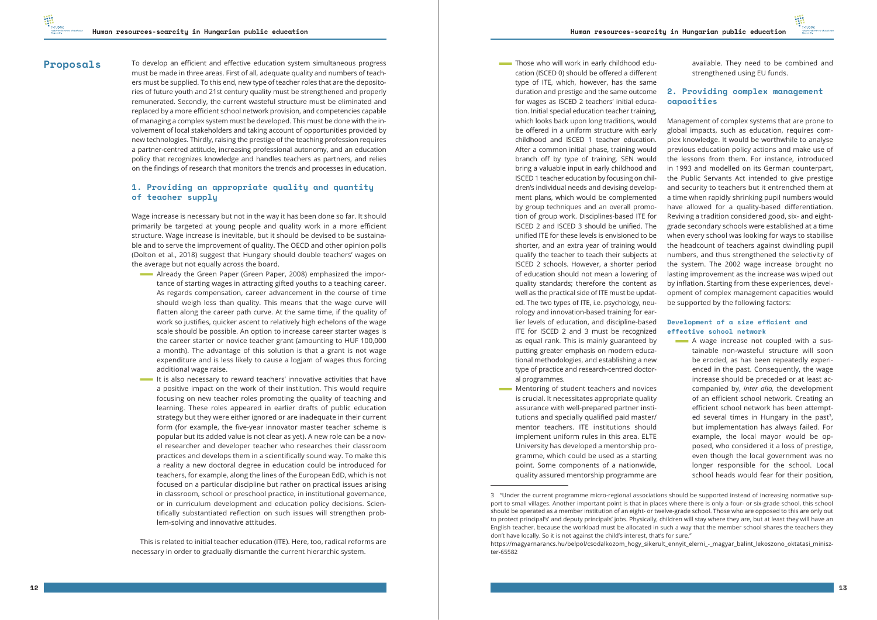## Proposals

To develop an efficient and effective education system simultaneous progress must be made in three areas. First of all, adequate quality and numbers of teachers must be supplied. To this end, new type of teacher roles that are the depositories of future youth and 21st century quality must be strengthened and properly remunerated. Secondly, the current wasteful structure must be eliminated and replaced by a more efficient school network provision, and competencies capable of managing a complex system must be developed. This must be done with the involvement of local stakeholders and taking account of opportunities provided by new technologies. Thirdly, raising the prestige of the teaching profession requires a partner-centred attitude, increasing professional autonomy, and an education policy that recognizes knowledge and handles teachers as partners, and relies on the findings of research that monitors the trends and processes in education.

### 1. Providing an appropriate quality and quantity of teacher supply

Wage increase is necessary but not in the way it has been done so far. It should primarily be targeted at young people and quality work in a more efficient structure. Wage increase is inevitable, but it should be devised to be sustainable and to serve the improvement of quality. The OECD and other opinion polls (Dolton et al., 2018) suggest that Hungary should double teachers' wages on the average but not equally across the board.

- Already the Green Paper (Green Paper, 2008) emphasized the importance of starting wages in attracting gifted youths to a teaching career. As regards compensation, career advancement in the course of time should weigh less than quality. This means that the wage curve will flatten along the career path curve. At the same time, if the quality of work so justifies, quicker ascent to relatively high echelons of the wage scale should be possible. An option to increase career starter wages is the career starter or novice teacher grant (amounting to HUF 100,000 a month). The advantage of this solution is that a grant is not wage expenditure and is less likely to cause a logjam of wages thus forcing additional wage raise.
- It is also necessary to reward teachers' innovative activities that have a positive impact on the work of their institution. This would require focusing on new teacher roles promoting the quality of teaching and learning. These roles appeared in earlier drafts of public education strategy but they were either ignored or are inadequate in their current form (for example, the five-year innovator master teacher scheme is popular but its added value is not clear as yet). A new role can be a novel researcher and developer teacher who researches their classroom practices and develops them in a scientifically sound way. To make this a reality a new doctoral degree in education could be introduced for teachers, for example, along the lines of the European EdD, which is not focused on a particular discipline but rather on practical issues arising in classroom, school or preschool practice, in institutional governance, or in curriculum development and education policy decisions. Scientifically substantiated reflection on such issues will strengthen problem-solving and innovative attitudes.

This is related to initial teacher education (ITE). Here, too, radical reforms are necessary in order to gradually dismantle the current hierarchic system.

- Those who will work in early childhood education (ISCED 0) should be offered a different type of ITE, which, however, has the same duration and prestige and the same outcome for wages as ISCED 2 teachers' initial education. Initial special education teacher training, which looks back upon long traditions, would be offered in a uniform structure with early childhood and ISCED 1 teacher education. After a common initial phase, training would branch off by type of training. SEN would bring a valuable input in early childhood and ISCED 1 teacher education by focusing on children's individual needs and devising development plans, which would be complemented by group techniques and an overall promotion of group work. Disciplines-based ITE for ISCED 2 and ISCED 3 should be unified. The unified ITE for these levels is envisioned to be shorter, and an extra year of training would qualify the teacher to teach their subjects at ISCED 2 schools. However, a shorter period of education should not mean a lowering of quality standards; therefore the content as well as the practical side of ITE must be updated. The two types of ITE, i.e. psychology, neurology and innovation-based training for earlier levels of education, and discipline-based ITE for ISCED 2 and 3 must be recognized as equal rank. This is mainly guaranteed by putting greater emphasis on modern educational methodologies, and establishing a new type of practice and research-centred doctoral programmes.
- Mentoring of student teachers and novices is crucial. It necessitates appropriate quality assurance with well-prepared partner institutions and specially qualified paid master/mentor teachers. ITE institutions should implement uniform rules in this area. ELTE University has developed a mentorship programme, which could be used as a starting point. Some components of a nationwide, quality assured mentorship programme are available. They need to be combined and strengthened using EU funds.

### 2. Providing complex management capacities

Management of complex systems that are prone to global impacts, such as education, requires complex knowledge. It would be worthwhile to analyse previous education policy actions and make use of the lessons from them. For instance, introduced in 1993 and modelled on its German counterpart, the Public Servants Act intended to give prestige and security to teachers but it entrenched them at a time when rapidly shrinking pupil numbers would have allowed for a quality-based differentiation. Reviving a tradition considered good, six- and eight-grade secondary schools were established at a time when every school was looking for ways to stabilise the headcount of teachers against dwindling pupil numbers, and thus strengthened the selectivity of the system. The 2002 wage increase brought no lasting improvement as the increase was wiped out by inflation. Starting from these experiences, development of complex management capacities would be supported by the following factors:

#### Development of a size efficient and effective school network

- A wage increase not coupled with a sustainable non-wasteful structure will soon be eroded, as has been repeatedly experienced in the past. Consequently, the wage increase should be preceded or at least accompanied by, *inter alia,* the development of an efficient school network. Creating an efficient school network has been attempted several times in Hungary in the past[3], but implementation has always failed. For example, the local mayor would be opposed, who considered it a loss of prestige, even though the local government was no longer responsible for the school. Local school heads would fear for their position,

---

[3] "Under the current programme micro-regional associations should be supported instead of increasing normative support to small villages. Another important point is that in places where there is only a four- or six-grade school, this school should be operated as a member institution of an eight- or twelve-grade school. Those who are opposed to this are only out to protect principal's' and deputy principals' jobs. Physically, children will stay where they are, but at least they will have an English teacher, because the workload must be allocated in such a way that the member school shares the teachers they don't have locally. So it is not against the child's interest, that's for sure."
https://magyarnarancs.hu/belpol/csodalkozom_hogy_sikerult_ennyit_elerni_-_magyar_balint_lekoszono_oktatasi_miniszter-65582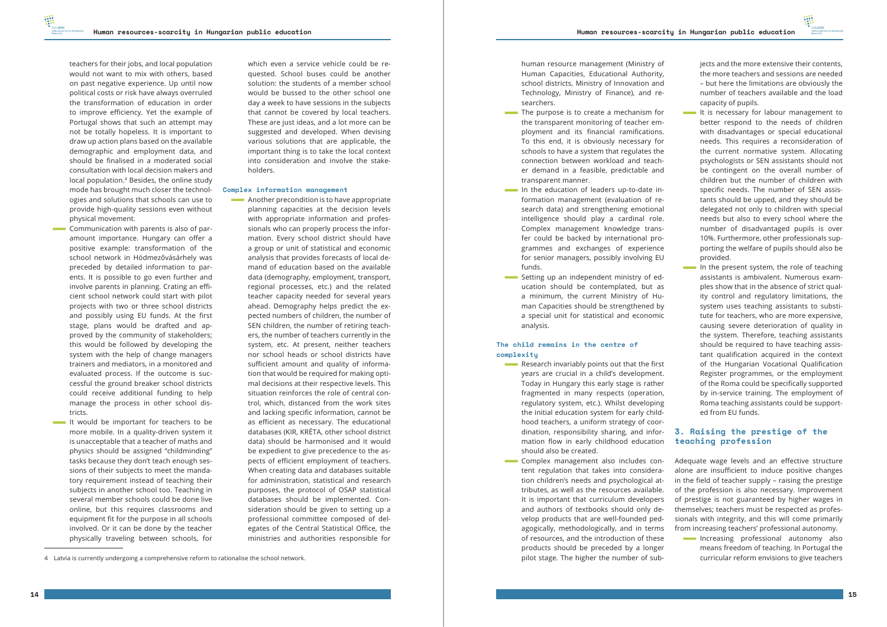teachers for their jobs, and local population would not want to mix with others, based on past negative experience. Up until now political costs or risk have always overruled the transformation of education in order to improve efficiency. Yet the example of Portugal shows that such an attempt may not be totally hopeless. It is important to draw up action plans based on the available demographic and employment data, and should be finalised in a moderated social consultation with local decision makers and local population.[4] Besides, the online study mode has brought much closer the technologies and solutions that schools can use to provide high-quality sessions even without physical movement.

- Communication with parents is also of paramount importance. Hungary can offer a positive example: transformation of the school network in Hódmezővásárhely was preceded by detailed information to parents. It is possible to go even further and involve parents in planning. Crating an efficient school network could start with pilot projects with two or three school districts and possibly using EU funds. At the first stage, plans would be drafted and approved by the community of stakeholders; this would be followed by developing the system with the help of change managers trainers and mediators, in a monitored and evaluated process. If the outcome is successful the ground breaker school districts could receive additional funding to help manage the process in other school districts.
- It would be important for teachers to be more mobile. In a quality-driven system it is unacceptable that a teacher of maths and physics should be assigned "childminding" tasks because they don't teach enough sessions of their subjects to meet the mandatory requirement instead of teaching their subjects in another school too. Teaching in several member schools could be done live online, but this requires classrooms and equipment fit for the purpose in all schools involved. Or it can be done by the teacher physically traveling between schools, for which even a service vehicle could be requested. School buses could be another solution: the students of a member school would be bussed to the other school one day a week to have sessions in the subjects that cannot be covered by local teachers. These are just ideas, and a lot more can be suggested and developed. When devising various solutions that are applicable, the important thing is to take the local context into consideration and involve the stakeholders.

4 Latvia is currently undergoing a comprehensive reform to rationalise the school network.

#### Complex information management

- Another precondition is to have appropriate planning capacities at the decision levels with appropriate information and professionals who can properly process the information. Every school district should have a group or unit of statistical and economic analysis that provides forecasts of local demand of education based on the available data (demography, employment, transport, regional processes, etc.) and the related teacher capacity needed for several years ahead. Demography helps predict the expected numbers of children, the number of SEN children, the number of retiring teachers, the number of teachers currently in the system, etc. At present, neither teachers nor school heads or school districts have sufficient amount and quality of information that would be required for making optimal decisions at their respective levels. This situation reinforces the role of central control, which, distanced from the work sites and lacking specific information, cannot be as efficient as necessary. The educational databases (KIR, KRÉTA, other school district data) should be harmonised and it would be expedient to give precedence to the aspects of efficient employment of teachers. When creating data and databases suitable for administration, statistical and research purposes, the protocol of OSAP statistical databases should be implemented. Consideration should be given to setting up a professional committee composed of delegates of the Central Statistical Office, the ministries and authorities responsible for human resource management (Ministry of Human Capacities, Educational Authority, school districts, Ministry of Innovation and Technology, Ministry of Finance), and researchers.
- The purpose is to create a mechanism for the transparent monitoring of teacher employment and its financial ramifications. To this end, it is obviously necessary for schools to have a system that regulates the connection between workload and teacher demand in a feasible, predictable and transparent manner.
- In the education of leaders up-to-date information management (evaluation of research data) and strengthening emotional intelligence should play a cardinal role. Complex management knowledge transfer could be backed by international programmes and exchanges of experience for senior managers, possibly involving EU funds.
- Setting up an independent ministry of education should be contemplated, but as a minimum, the current Ministry of Human Capacities should be strengthened by a special unit for statistical and economic analysis.

#### The child remains in the centre of complexity

- Research invariably points out that the first years are crucial in a child's development. Today in Hungary this early stage is rather fragmented in many respects (operation, regulatory system, etc.). Whilst developing the initial education system for early childhood teachers, a uniform strategy of coordination, responsibility sharing, and information flow in early childhood education should also be created.
- Complex management also includes content regulation that takes into consideration children's needs and psychological attributes, as well as the resources available. It is important that curriculum developers and authors of textbooks should only develop products that are well-founded pedagogically, methodologically, and in terms of resources, and the introduction of these products should be preceded by a longer pilot stage. The higher the number of subjects and the more extensive their contents, the more teachers and sessions are needed – but here the limitations are obviously the number of teachers available and the load capacity of pupils.
- It is necessary for labour management to better respond to the needs of children with disadvantages or special educational needs. This requires a reconsideration of the current normative system. Allocating psychologists or SEN assistants should not be contingent on the overall number of children but the number of children with specific needs. The number of SEN assistants should be upped, and they should be delegated not only to children with special needs but also to every school where the number of disadvantaged pupils is over 10%. Furthermore, other professionals supporting the welfare of pupils should also be provided.
- In the present system, the role of teaching assistants is ambivalent. Numerous examples show that in the absence of strict quality control and regulatory limitations, the system uses teaching assistants to substitute for teachers, who are more expensive, causing severe deterioration of quality in the system. Therefore, teaching assistants should be required to have teaching assistant qualification acquired in the context of the Hungarian Vocational Qualification Register programmes, or the employment of the Roma could be specifically supported by in-service training. The employment of Roma teaching assistants could be supported from EU funds.

## 3. Raising the prestige of the teaching profession

Adequate wage levels and an effective structure alone are insufficient to induce positive changes in the field of teacher supply – raising the prestige of the profession is also necessary. Improvement of prestige is not guaranteed by higher wages in themselves; teachers must be respected as professionals with integrity, and this will come primarily from increasing teachers' professional autonomy.

- Increasing professional autonomy also means freedom of teaching. In Portugal the curricular reform envisions to give teachers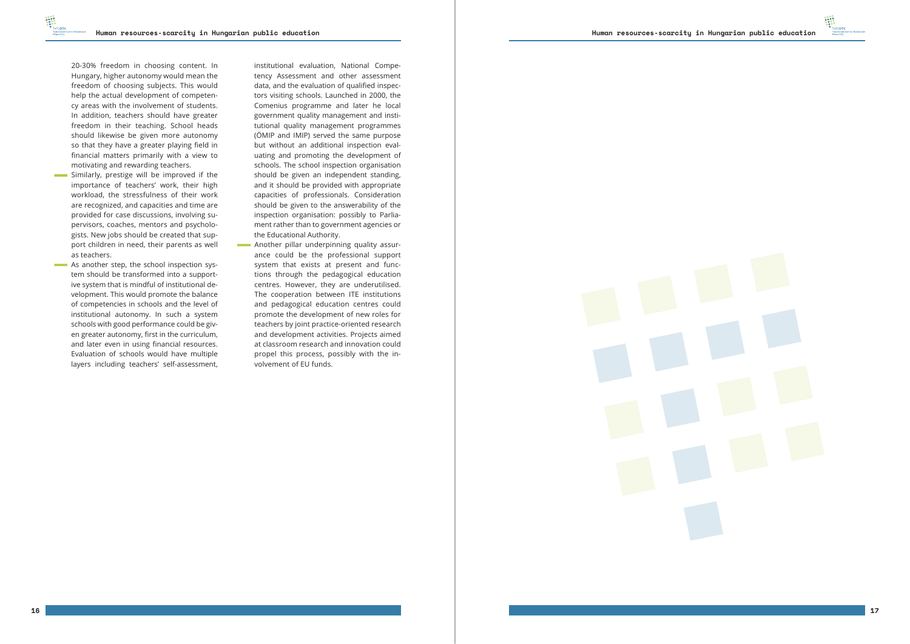20-30% freedom in choosing content. In Hungary, higher autonomy would mean the freedom of choosing subjects. This would help the actual development of competency areas with the involvement of students. In addition, teachers should have greater freedom in their teaching. School heads should likewise be given more autonomy so that they have a greater playing field in financial matters primarily with a view to motivating and rewarding teachers.

- Similarly, prestige will be improved if the importance of teachers' work, their high workload, the stressfulness of their work are recognized, and capacities and time are provided for case discussions, involving supervisors, coaches, mentors and psychologists. New jobs should be created that support children in need, their parents as well as teachers.
- As another step, the school inspection system should be transformed into a supportive system that is mindful of institutional development. This would promote the balance of competencies in schools and the level of institutional autonomy. In such a system schools with good performance could be given greater autonomy, first in the curriculum, and later even in using financial resources. Evaluation of schools would have multiple layers including teachers' self-assessment, institutional evaluation, National Competency Assessment and other assessment data, and the evaluation of qualified inspectors visiting schools. Launched in 2000, the Comenius programme and later he local government quality management and institutional quality management programmes (ÖMIP and IMIP) served the same purpose but without an additional inspection evaluating and promoting the development of schools. The school inspection organisation should be given an independent standing, and it should be provided with appropriate capacities of professionals. Consideration should be given to the answerability of the inspection organisation: possibly to Parliament rather than to government agencies or the Educational Authority.
- Another pillar underpinning quality assurance could be the professional support system that exists at present and functions through the pedagogical education centres. However, they are underutilised. The cooperation between ITE institutions and pedagogical education centres could promote the development of new roles for teachers by joint practice-oriented research and development activities. Projects aimed at classroom research and innovation could propel this process, possibly with the involvement of EU funds.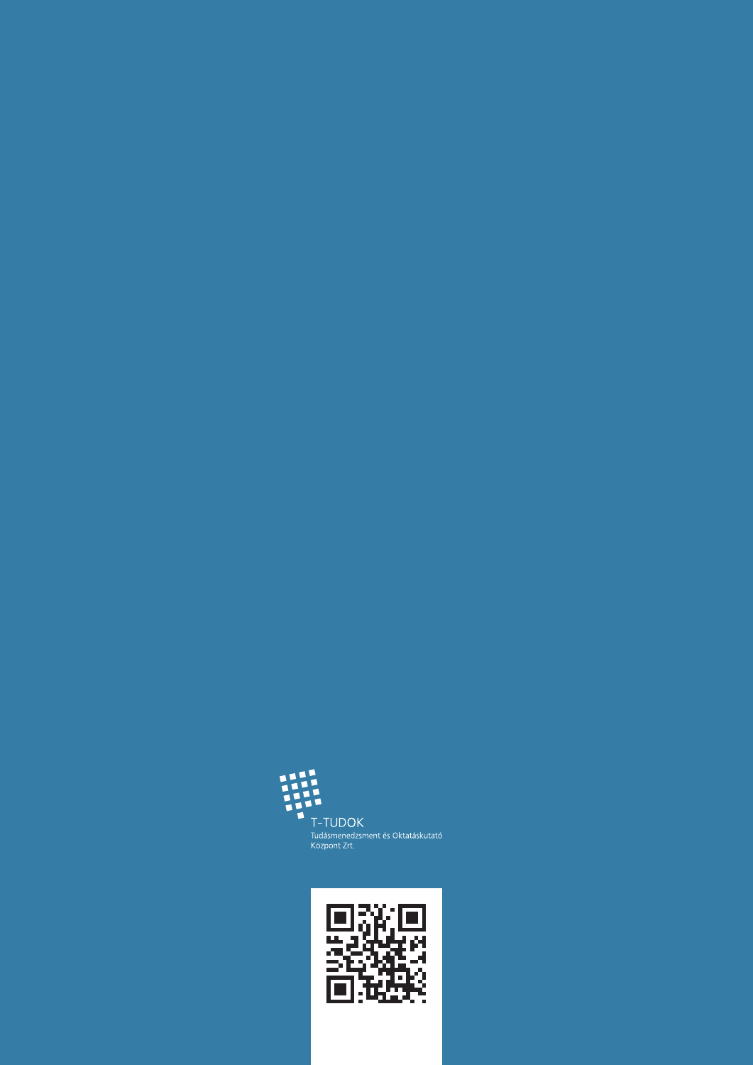T-TUDOK

Tudásmenedzsment és Oktatáskutató Központ Zrt.